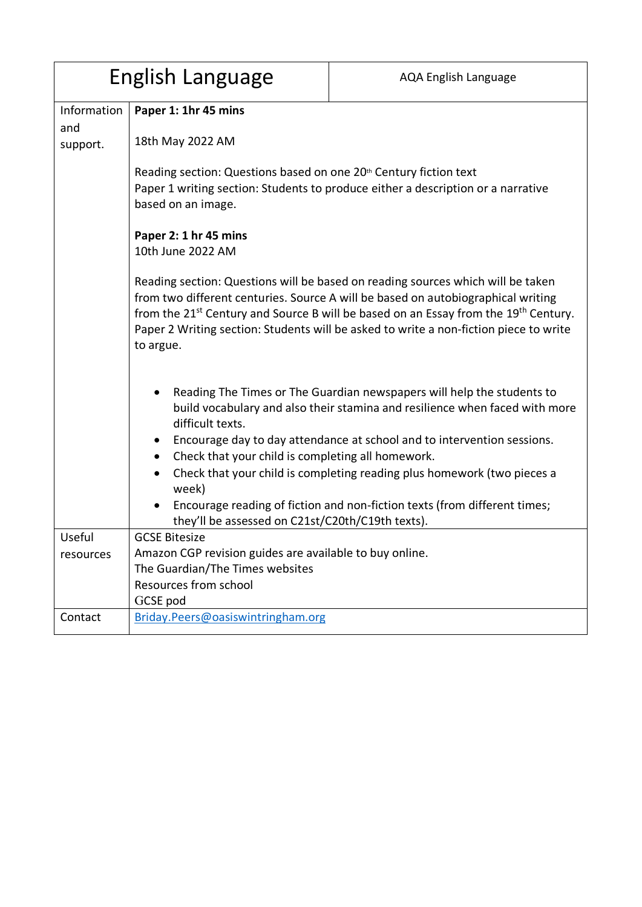| English Language | AQA English Language |
|---|---|
| Information and support. | **Paper 1: 1hr 45 mins**<br><br>18th May 2022 AM<br><br>Reading section: Questions based on one 20th Century fiction text<br>Paper 1 writing section: Students to produce either a description or a narrative based on an image.<br><br>**Paper 2: 1 hr 45 mins**<br>10th June 2022 AM<br><br>Reading section: Questions will be based on reading sources which will be taken from two different centuries. Source A will be based on autobiographical writing from the 21st Century and Source B will be based on an Essay from the 19th Century.<br>Paper 2 Writing section: Students will be asked to write a non-fiction piece to write to argue.<br><br>• Reading The Times or The Guardian newspapers will help the students to build vocabulary and also their stamina and resilience when faced with more difficult texts.<br>• Encourage day to day attendance at school and to intervention sessions.<br>• Check that your child is completing all homework.<br>• Check that your child is completing reading plus homework (two pieces a week)<br>• Encourage reading of fiction and non-fiction texts (from different times; they'll be assessed on C21st/C20th/C19th texts). |
| Useful resources | GCSE Bitesize<br>Amazon CGP revision guides are available to buy online.<br>The Guardian/The Times websites<br>Resources from school<br>GCSE pod |
| Contact | Briday.Peers@oasiswintringham.org |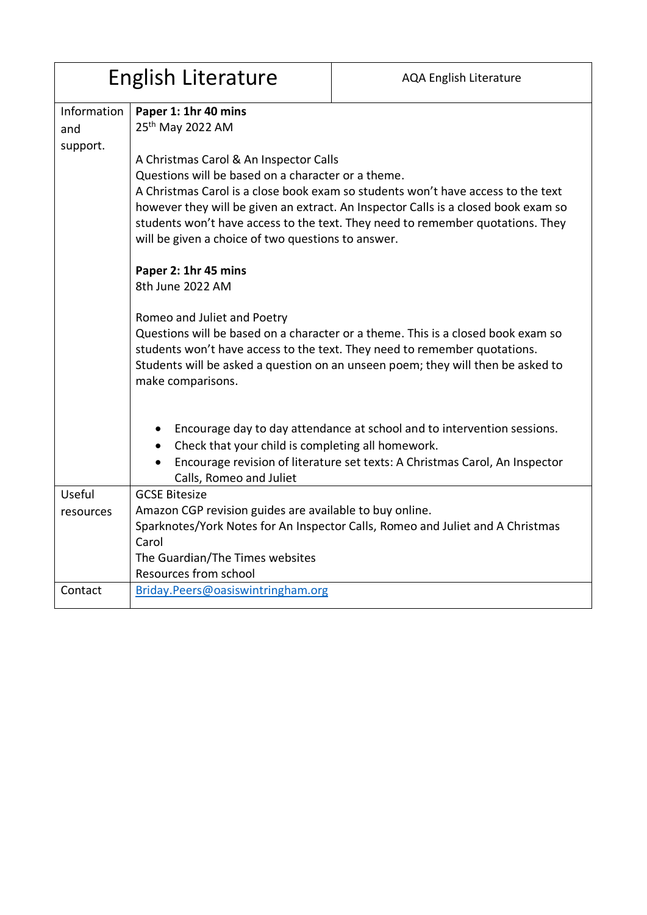| English Literature | | AQA English Literature |
|---|---|---|
| Information and support. | **Paper 1: 1hr 40 mins**<br>25th May 2022 AM<br><br>A Christmas Carol & An Inspector Calls<br>Questions will be based on a character or a theme.<br>A Christmas Carol is a close book exam so students won't have access to the text however they will be given an extract. An Inspector Calls is a closed book exam so students won't have access to the text. They need to remember quotations. They will be given a choice of two questions to answer.<br><br>**Paper 2: 1hr 45 mins**<br>8th June 2022 AM<br><br>Romeo and Juliet and Poetry<br>Questions will be based on a character or a theme. This is a closed book exam so students won't have access to the text. They need to remember quotations.<br>Students will be asked a question on an unseen poem; they will then be asked to make comparisons.<br><br>• Encourage day to day attendance at school and to intervention sessions.<br>• Check that your child is completing all homework.<br>• Encourage revision of literature set texts: A Christmas Carol, An Inspector Calls, Romeo and Juliet | |
| Useful resources | GCSE Bitesize<br>Amazon CGP revision guides are available to buy online.<br>Sparknotes/York Notes for An Inspector Calls, Romeo and Juliet and A Christmas Carol<br>The Guardian/The Times websites<br>Resources from school | |
| Contact | Briday.Peers@oasiswintringham.org | |